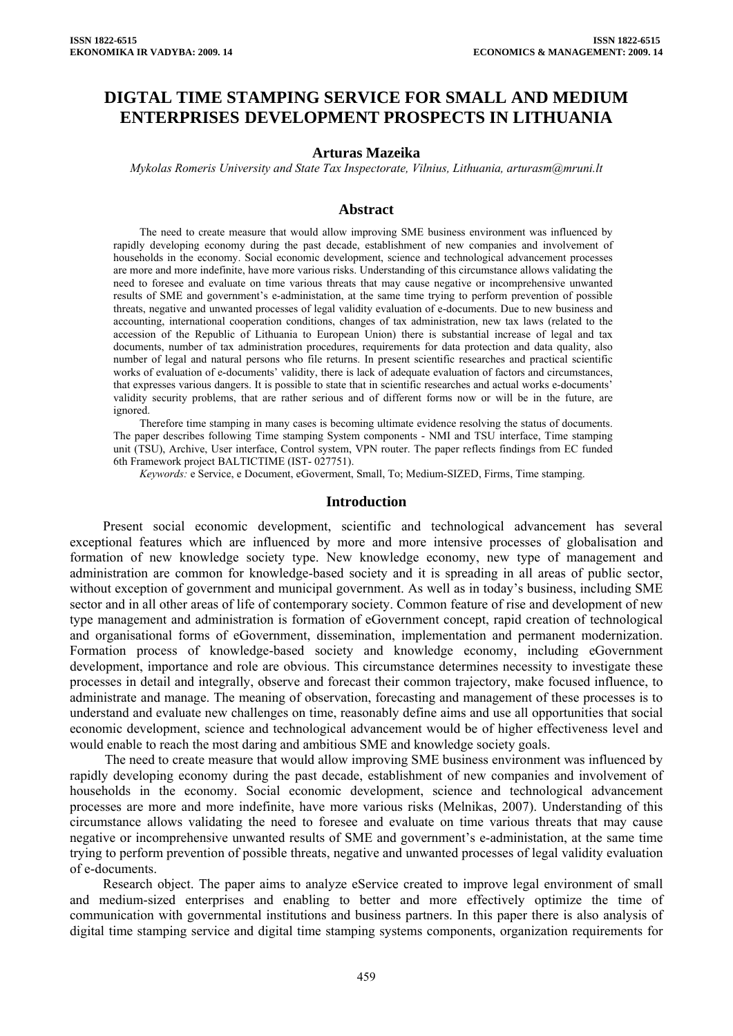# DIGTAL TIME STAMPING SERVICE FOR SMALL AND MEDIUM ENTERPRISES DEVELOPMENT PROSPECTS IN LITHUANIA

**Arturas Mazeika**

*Mykolas Romeris University and State Tax Inspectorate, Vilnius, Lithuania, arturasm@mruni.lt*

## Abstract

The need to create measure that would allow improving SME business environment was influenced by rapidly developing economy during the past decade, establishment of new companies and involvement of households in the economy. Social economic development, science and technological advancement processes are more and more indefinite, have more various risks. Understanding of this circumstance allows validating the need to foresee and evaluate on time various threats that may cause negative or incomprehensive unwanted results of SME and government's e-administration, at the same time trying to perform prevention of possible threats, negative and unwanted processes of legal validity evaluation of e-documents. Due to new business and accounting, international cooperation conditions, changes of tax administration, new tax laws (related to the accession of the Republic of Lithuania to European Union) there is substantial increase of legal and tax documents, number of tax administration procedures, requirements for data protection and data quality, also number of legal and natural persons who file returns. In present scientific researches and practical scientific works of evaluation of e-documents' validity, there is lack of adequate evaluation of factors and circumstances, that expresses various dangers. It is possible to state that in scientific researches and actual works e-documents' validity security problems, that are rather serious and of different forms now or will be in the future, are ignored.

Therefore time stamping in many cases is becoming ultimate evidence resolving the status of documents. The paper describes following Time stamping System components - NMI and TSU interface, Time stamping unit (TSU), Archive, User interface, Control system, VPN router. The paper reflects findings from EC funded 6th Framework project BALTICTIME (IST- 027751).

*Keywords:* e Service, e Document, eGoverment, Small, To; Medium-SIZED, Firms, Time stamping.

## Introduction

Present social economic development, scientific and technological advancement has several exceptional features which are influenced by more and more intensive processes of globalisation and formation of new knowledge society type. New knowledge economy, new type of management and administration are common for knowledge-based society and it is spreading in all areas of public sector, without exception of government and municipal government. As well as in today's business, including SME sector and in all other areas of life of contemporary society. Common feature of rise and development of new type management and administration is formation of eGovernment concept, rapid creation of technological and organisational forms of eGovernment, dissemination, implementation and permanent modernization. Formation process of knowledge-based society and knowledge economy, including eGovernment development, importance and role are obvious. This circumstance determines necessity to investigate these processes in detail and integrally, observe and forecast their common trajectory, make focused influence, to administrate and manage. The meaning of observation, forecasting and management of these processes is to understand and evaluate new challenges on time, reasonably define aims and use all opportunities that social economic development, science and technological advancement would be of higher effectiveness level and would enable to reach the most daring and ambitious SME and knowledge society goals.

The need to create measure that would allow improving SME business environment was influenced by rapidly developing economy during the past decade, establishment of new companies and involvement of households in the economy. Social economic development, science and technological advancement processes are more and more indefinite, have more various risks (Melnikas, 2007). Understanding of this circumstance allows validating the need to foresee and evaluate on time various threats that may cause negative or incomprehensive unwanted results of SME and government's e-administation, at the same time trying to perform prevention of possible threats, negative and unwanted processes of legal validity evaluation of e-documents.

Research object. The paper aims to analyze eService created to improve legal environment of small and medium-sized enterprises and enabling to better and more effectively optimize the time of communication with governmental institutions and business partners. In this paper there is also analysis of digital time stamping service and digital time stamping systems components, organization requirements for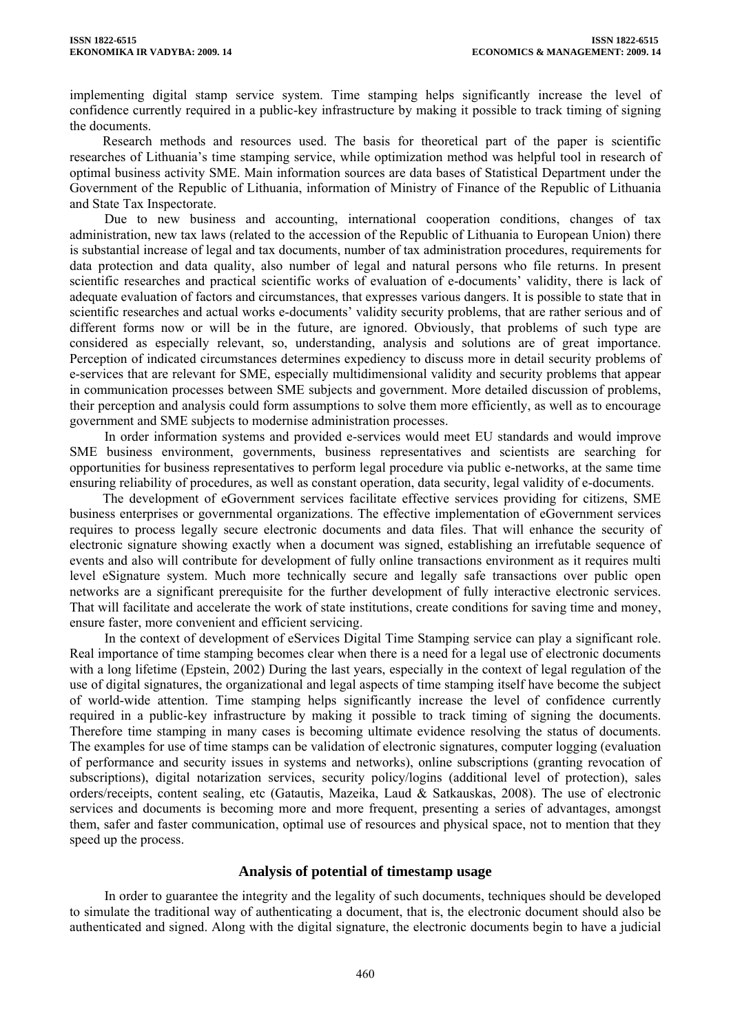implementing digital stamp service system. Time stamping helps significantly increase the level of confidence currently required in a public-key infrastructure by making it possible to track timing of signing the documents.

Research methods and resources used. The basis for theoretical part of the paper is scientific researches of Lithuania's time stamping service, while optimization method was helpful tool in research of optimal business activity SME. Main information sources are data bases of Statistical Department under the Government of the Republic of Lithuania, information of Ministry of Finance of the Republic of Lithuania and State Tax Inspectorate.

Due to new business and accounting, international cooperation conditions, changes of tax administration, new tax laws (related to the accession of the Republic of Lithuania to European Union) there is substantial increase of legal and tax documents, number of tax administration procedures, requirements for data protection and data quality, also number of legal and natural persons who file returns. In present scientific researches and practical scientific works of evaluation of e-documents' validity, there is lack of adequate evaluation of factors and circumstances, that expresses various dangers. It is possible to state that in scientific researches and actual works e-documents' validity security problems, that are rather serious and of different forms now or will be in the future, are ignored. Obviously, that problems of such type are considered as especially relevant, so, understanding, analysis and solutions are of great importance. Perception of indicated circumstances determines expediency to discuss more in detail security problems of e-services that are relevant for SME, especially multidimensional validity and security problems that appear in communication processes between SME subjects and government. More detailed discussion of problems, their perception and analysis could form assumptions to solve them more efficiently, as well as to encourage government and SME subjects to modernise administration processes.

In order information systems and provided e-services would meet EU standards and would improve SME business environment, governments, business representatives and scientists are searching for opportunities for business representatives to perform legal procedure via public e-networks, at the same time ensuring reliability of procedures, as well as constant operation, data security, legal validity of e-documents.

The development of eGovernment services facilitate effective services providing for citizens, SME business enterprises or governmental organizations. The effective implementation of eGovernment services requires to process legally secure electronic documents and data files. That will enhance the security of electronic signature showing exactly when a document was signed, establishing an irrefutable sequence of events and also will contribute for development of fully online transactions environment as it requires multi level eSignature system. Much more technically secure and legally safe transactions over public open networks are a significant prerequisite for the further development of fully interactive electronic services. That will facilitate and accelerate the work of state institutions, create conditions for saving time and money, ensure faster, more convenient and efficient servicing.

In the context of development of eServices Digital Time Stamping service can play a significant role. Real importance of time stamping becomes clear when there is a need for a legal use of electronic documents with a long lifetime (Epstein, 2002) During the last years, especially in the context of legal regulation of the use of digital signatures, the organizational and legal aspects of time stamping itself have become the subject of world-wide attention. Time stamping helps significantly increase the level of confidence currently required in a public-key infrastructure by making it possible to track timing of signing the documents. Therefore time stamping in many cases is becoming ultimate evidence resolving the status of documents. The examples for use of time stamps can be validation of electronic signatures, computer logging (evaluation of performance and security issues in systems and networks), online subscriptions (granting revocation of subscriptions), digital notarization services, security policy/logins (additional level of protection), sales orders/receipts, content sealing, etc (Gatautis, Mazeika, Laud & Satkauskas, 2008). The use of electronic services and documents is becoming more and more frequent, presenting a series of advantages, amongst them, safer and faster communication, optimal use of resources and physical space, not to mention that they speed up the process.

## Analysis of potential of timestamp usage

In order to guarantee the integrity and the legality of such documents, techniques should be developed to simulate the traditional way of authenticating a document, that is, the electronic document should also be authenticated and signed. Along with the digital signature, the electronic documents begin to have a judicial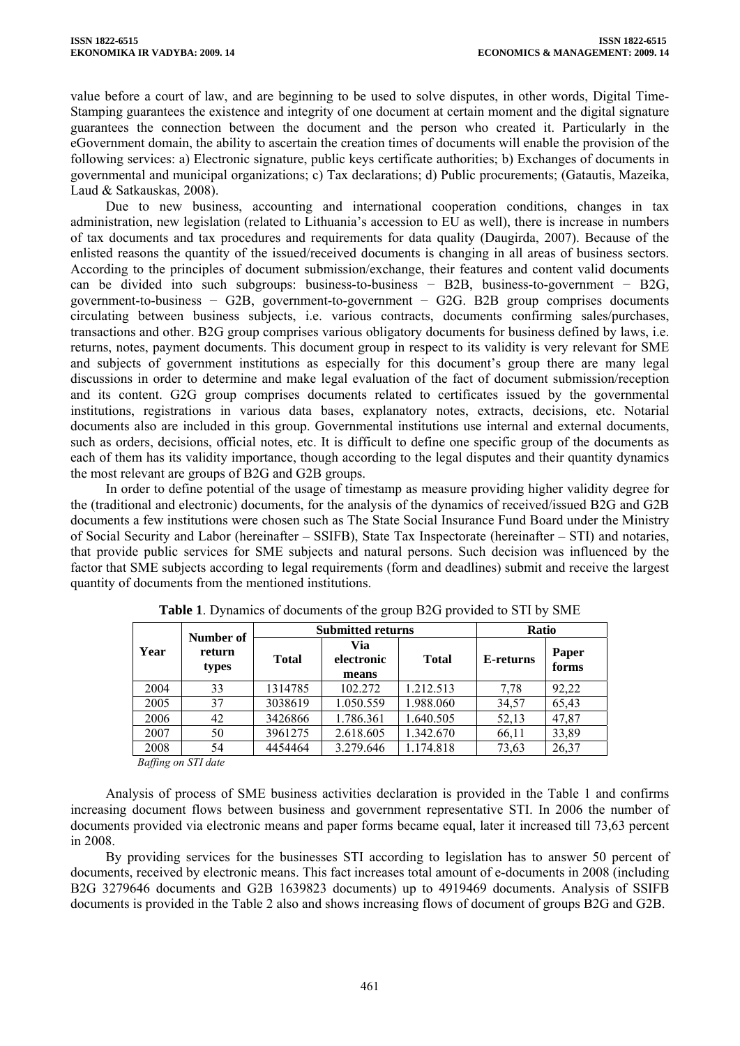value before a court of law, and are beginning to be used to solve disputes, in other words, Digital Time-Stamping guarantees the existence and integrity of one document at certain moment and the digital signature guarantees the connection between the document and the person who created it. Particularly in the eGovernment domain, the ability to ascertain the creation times of documents will enable the provision of the following services: a) Electronic signature, public keys certificate authorities; b) Exchanges of documents in governmental and municipal organizations; c) Tax declarations; d) Public procurements; (Gatautis, Mazeika, Laud & Satkauskas, 2008).

Due to new business, accounting and international cooperation conditions, changes in tax administration, new legislation (related to Lithuania's accession to EU as well), there is increase in numbers of tax documents and tax procedures and requirements for data quality (Daugirda, 2007). Because of the enlisted reasons the quantity of the issued/received documents is changing in all areas of business sectors. According to the principles of document submission/exchange, their features and content valid documents can be divided into such subgroups: business-to-business − B2B, business-to-government − B2G, government-to-business − G2B, government-to-government − G2G. B2B group comprises documents circulating between business subjects, i.e. various contracts, documents confirming sales/purchases, transactions and other. B2G group comprises various obligatory documents for business defined by laws, i.e. returns, notes, payment documents. This document group in respect to its validity is very relevant for SME and subjects of government institutions as especially for this document's group there are many legal discussions in order to determine and make legal evaluation of the fact of document submission/reception and its content. G2G group comprises documents related to certificates issued by the governmental institutions, registrations in various data bases, explanatory notes, extracts, decisions, etc. Notarial documents also are included in this group. Governmental institutions use internal and external documents, such as orders, decisions, official notes, etc. It is difficult to define one specific group of the documents as each of them has its validity importance, though according to the legal disputes and their quantity dynamics the most relevant are groups of B2G and G2B groups.

In order to define potential of the usage of timestamp as measure providing higher validity degree for the (traditional and electronic) documents, for the analysis of the dynamics of received/issued B2G and G2B documents a few institutions were chosen such as The State Social Insurance Fund Board under the Ministry of Social Security and Labor (hereinafter – SSIFB), State Tax Inspectorate (hereinafter – STI) and notaries, that provide public services for SME subjects and natural persons. Such decision was influenced by the factor that SME subjects according to legal requirements (form and deadlines) submit and receive the largest quantity of documents from the mentioned institutions.

**Table 1**. Dynamics of documents of the group B2G provided to STI by SME

| Year | Number of return types | Submitted returns | | | Ratio | |
|---|---|---|---|---|---|---|
| | | Total | Via electronic means | Total | E-returns | Paper forms |
| 2004 | 33 | 1314785 | 102.272 | 1.212.513 | 7,78 | 92,22 |
| 2005 | 37 | 3038619 | 1.050.559 | 1.988.060 | 34,57 | 65,43 |
| 2006 | 42 | 3426866 | 1.786.361 | 1.640.505 | 52,13 | 47,87 |
| 2007 | 50 | 3961275 | 2.618.605 | 1.342.670 | 66,11 | 33,89 |
| 2008 | 54 | 4454464 | 3.279.646 | 1.174.818 | 73,63 | 26,37 |

*Baffing on STI date*

Analysis of process of SME business activities declaration is provided in the Table 1 and confirms increasing document flows between business and government representative STI. In 2006 the number of documents provided via electronic means and paper forms became equal, later it increased till 73,63 percent in 2008.

By providing services for the businesses STI according to legislation has to answer 50 percent of documents, received by electronic means. This fact increases total amount of e-documents in 2008 (including B2G 3279646 documents and G2B 1639823 documents) up to 4919469 documents. Analysis of SSIFB documents is provided in the Table 2 also and shows increasing flows of document of groups B2G and G2B.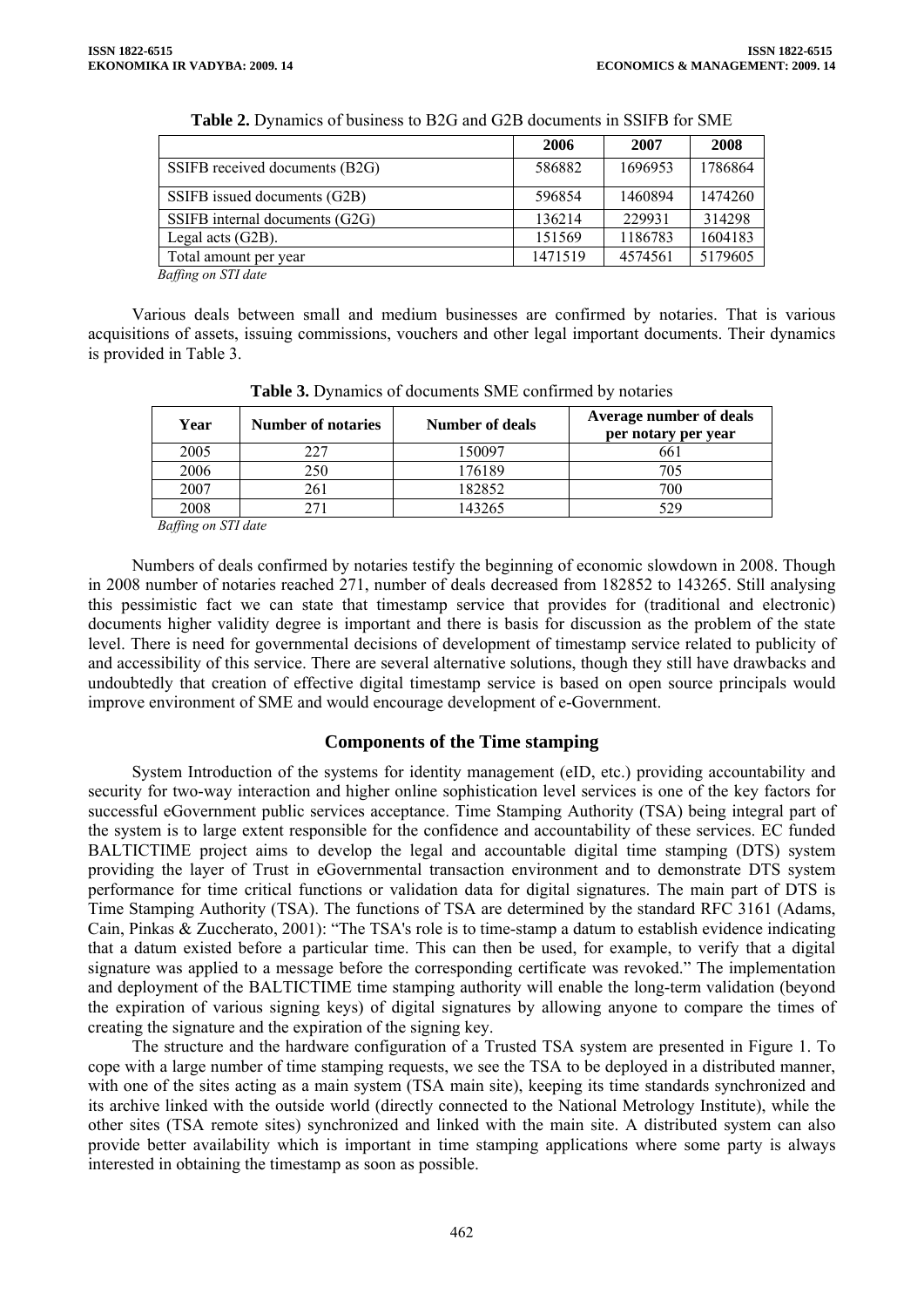**Table 2.** Dynamics of business to B2G and G2B documents in SSIFB for SME

| | 2006 | 2007 | 2008 |
|---|---|---|---|
| SSIFB received documents (B2G) | 586882 | 1696953 | 1786864 |
| SSIFB issued documents (G2B) | 596854 | 1460894 | 1474260 |
| SSIFB internal documents (G2G) | 136214 | 229931 | 314298 |
| Legal acts (G2B). | 151569 | 1186783 | 1604183 |
| Total amount per year | 1471519 | 4574561 | 5179605 |

*Baffing on STI date*

Various deals between small and medium businesses are confirmed by notaries. That is various acquisitions of assets, issuing commissions, vouchers and other legal important documents. Their dynamics is provided in Table 3.

**Table 3.** Dynamics of documents SME confirmed by notaries

| Year | Number of notaries | Number of deals | Average number of deals per notary per year |
|---|---|---|---|
| 2005 | 227 | 150097 | 661 |
| 2006 | 250 | 176189 | 705 |
| 2007 | 261 | 182852 | 700 |
| 2008 | 271 | 143265 | 529 |

*Baffing on STI date*

Numbers of deals confirmed by notaries testify the beginning of economic slowdown in 2008. Though in 2008 number of notaries reached 271, number of deals decreased from 182852 to 143265. Still analysing this pessimistic fact we can state that timestamp service that provides for (traditional and electronic) documents higher validity degree is important and there is basis for discussion as the problem of the state level. There is need for governmental decisions of development of timestamp service related to publicity of and accessibility of this service. There are several alternative solutions, though they still have drawbacks and undoubtedly that creation of effective digital timestamp service is based on open source principals would improve environment of SME and would encourage development of e-Government.

## Components of the Time stamping

System Introduction of the systems for identity management (eID, etc.) providing accountability and security for two-way interaction and higher online sophistication level services is one of the key factors for successful eGovernment public services acceptance. Time Stamping Authority (TSA) being integral part of the system is to large extent responsible for the confidence and accountability of these services. EC funded BALTICTIME project aims to develop the legal and accountable digital time stamping (DTS) system providing the layer of Trust in eGovernmental transaction environment and to demonstrate DTS system performance for time critical functions or validation data for digital signatures. The main part of DTS is Time Stamping Authority (TSA). The functions of TSA are determined by the standard RFC 3161 (Adams, Cain, Pinkas & Zuccherato, 2001): "The TSA's role is to time-stamp a datum to establish evidence indicating that a datum existed before a particular time. This can then be used, for example, to verify that a digital signature was applied to a message before the corresponding certificate was revoked." The implementation and deployment of the BALTICTIME time stamping authority will enable the long-term validation (beyond the expiration of various signing keys) of digital signatures by allowing anyone to compare the times of creating the signature and the expiration of the signing key.

The structure and the hardware configuration of a Trusted TSA system are presented in Figure 1. To cope with a large number of time stamping requests, we see the TSA to be deployed in a distributed manner, with one of the sites acting as a main system (TSA main site), keeping its time standards synchronized and its archive linked with the outside world (directly connected to the National Metrology Institute), while the other sites (TSA remote sites) synchronized and linked with the main site. A distributed system can also provide better availability which is important in time stamping applications where some party is always interested in obtaining the timestamp as soon as possible.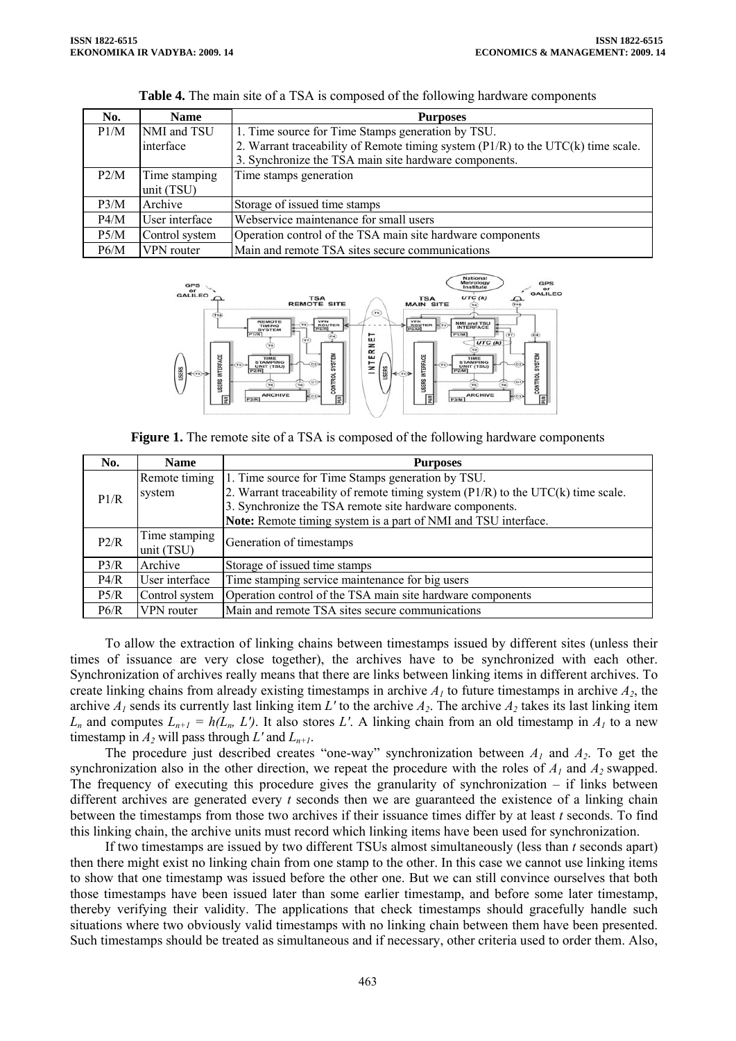**Table 4.** The main site of a TSA is composed of the following hardware components

| No. | Name | Purposes |
|---|---|---|
| P1/M | NMI and TSU interface | 1. Time source for Time Stamps generation by TSU.<br>2. Warrant traceability of Remote timing system (P1/R) to the UTC(k) time scale.<br>3. Synchronize the TSA main site hardware components. |
| P2/M | Time stamping unit (TSU) | Time stamps generation |
| P3/M | Archive | Storage of issued time stamps |
| P4/M | User interface | Webservice maintenance for small users |
| P5/M | Control system | Operation control of the TSA main site hardware components |
| P6/M | VPN router | Main and remote TSA sites secure communications |

**Figure 1.** The remote site of a TSA is composed of the following hardware components

| No. | Name | Purposes |
|---|---|---|
| P1/R | Remote timing system | 1. Time source for Time Stamps generation by TSU.<br>2. Warrant traceability of remote timing system (P1/R) to the UTC(k) time scale.<br>3. Synchronize the TSA remote site hardware components.<br>**Note:** Remote timing system is a part of NMI and TSU interface. |
| P2/R | Time stamping unit (TSU) | Generation of timestamps |
| P3/R | Archive | Storage of issued time stamps |
| P4/R | User interface | Time stamping service maintenance for big users |
| P5/R | Control system | Operation control of the TSA main site hardware components |
| P6/R | VPN router | Main and remote TSA sites secure communications |

To allow the extraction of linking chains between timestamps issued by different sites (unless their times of issuance are very close together), the archives have to be synchronized with each other. Synchronization of archives really means that there are links between linking items in different archives. To create linking chains from already existing timestamps in archive $A_1$ to future timestamps in archive $A_2$, the archive $A_1$ sends its currently last linking item $L'$ to the archive $A_2$. The archive $A_2$ takes its last linking item $L_n$ and computes $L_{n+1} = h(L_n, L')$. It also stores $L'$. A linking chain from an old timestamp in $A_1$ to a new timestamp in $A_2$ will pass through $L'$ and $L_{n+1}$.

The procedure just described creates "one-way" synchronization between $A_1$ and $A_2$. To get the synchronization also in the other direction, we repeat the procedure with the roles of $A_1$ and $A_2$ swapped. The frequency of executing this procedure gives the granularity of synchronization – if links between different archives are generated every $t$ seconds then we are guaranteed the existence of a linking chain between the timestamps from those two archives if their issuance times differ by at least $t$ seconds. To find this linking chain, the archive units must record which linking items have been used for synchronization.

If two timestamps are issued by two different TSUs almost simultaneously (less than $t$ seconds apart) then there might exist no linking chain from one stamp to the other. In this case we cannot use linking items to show that one timestamp was issued before the other one. But we can still convince ourselves that both those timestamps have been issued later than some earlier timestamp, and before some later timestamp, thereby verifying their validity. The applications that check timestamps should gracefully handle such situations where two obviously valid timestamps with no linking chain between them have been presented. Such timestamps should be treated as simultaneous and if necessary, other criteria used to order them. Also,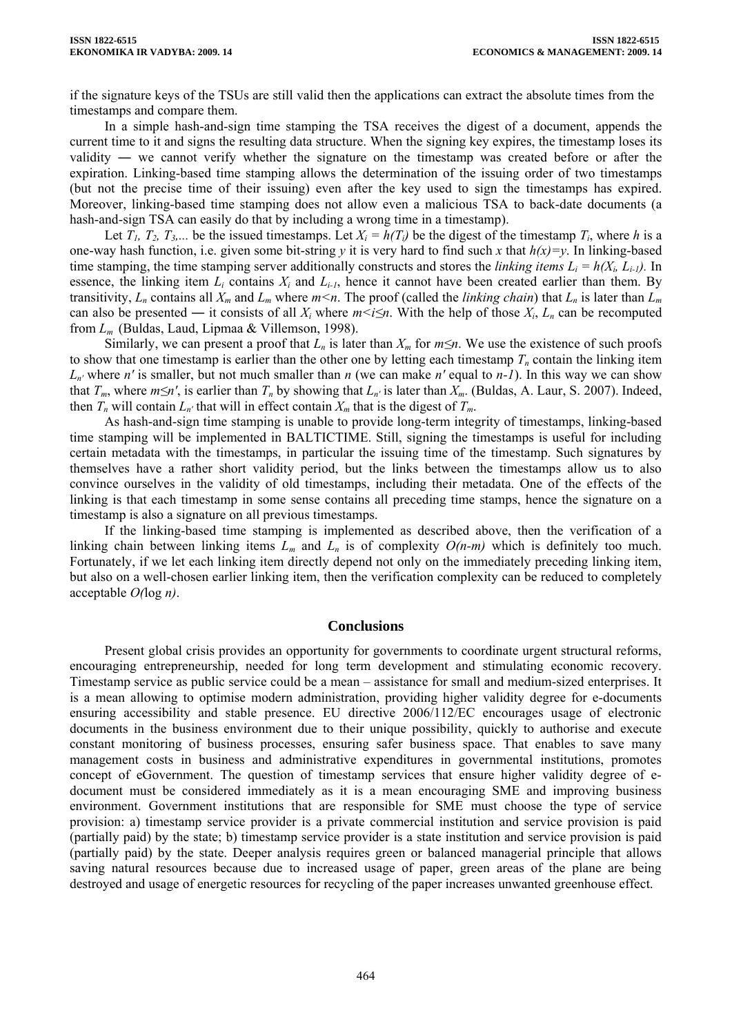if the signature keys of the TSUs are still valid then the applications can extract the absolute times from the timestamps and compare them.

In a simple hash-and-sign time stamping the TSA receives the digest of a document, appends the current time to it and signs the resulting data structure. When the signing key expires, the timestamp loses its validity ― we cannot verify whether the signature on the timestamp was created before or after the expiration. Linking-based time stamping allows the determination of the issuing order of two timestamps (but not the precise time of their issuing) even after the key used to sign the timestamps has expired. Moreover, linking-based time stamping does not allow even a malicious TSA to back-date documents (a hash-and-sign TSA can easily do that by including a wrong time in a timestamp).

Let $T_1, T_2, T_3,...$ be the issued timestamps. Let $X_i = h(T_i)$ be the digest of the timestamp $T_i$, where $h$ is a one-way hash function, i.e. given some bit-string $y$ it is very hard to find such $x$ that $h(x)=y$. In linking-based time stamping, the time stamping server additionally constructs and stores the *linking items* $L_i = h(X_i, L_{i-1})$. In essence, the linking item $L_i$ contains $X_i$ and $L_{i-1}$, hence it cannot have been created earlier than them. By transitivity, $L_n$ contains all $X_m$ and $L_m$ where $m<n$. The proof (called the *linking chain*) that $L_n$ is later than $L_m$ can also be presented ― it consists of all $X_i$ where $m<i\leq n$. With the help of those $X_i$, $L_n$ can be recomputed from $L_m$ (Buldas, Laud, Lipmaa & Villemson, 1998).

Similarly, we can present a proof that $L_n$ is later than $X_m$ for $m\leq n$. We use the existence of such proofs to show that one timestamp is earlier than the other one by letting each timestamp $T_n$ contain the linking item $L_{n'}$ where $n'$ is smaller, but not much smaller than $n$ (we can make $n'$ equal to $n-1$). In this way we can show that $T_m$, where $m\leq n'$, is earlier than $T_n$ by showing that $L_{n'}$ is later than $X_m$. (Buldas, A. Laur, S. 2007). Indeed, then $T_n$ will contain $L_{n'}$ that will in effect contain $X_m$ that is the digest of $T_m$.

As hash-and-sign time stamping is unable to provide long-term integrity of timestamps, linking-based time stamping will be implemented in BALTICTIME. Still, signing the timestamps is useful for including certain metadata with the timestamps, in particular the issuing time of the timestamp. Such signatures by themselves have a rather short validity period, but the links between the timestamps allow us to also convince ourselves in the validity of old timestamps, including their metadata. One of the effects of the linking is that each timestamp in some sense contains all preceding time stamps, hence the signature on a timestamp is also a signature on all previous timestamps.

If the linking-based time stamping is implemented as described above, then the verification of a linking chain between linking items $L_m$ and $L_n$ is of complexity $O(n-m)$ which is definitely too much. Fortunately, if we let each linking item directly depend not only on the immediately preceding linking item, but also on a well-chosen earlier linking item, then the verification complexity can be reduced to completely acceptable $O(\log n)$.

## Conclusions

Present global crisis provides an opportunity for governments to coordinate urgent structural reforms, encouraging entrepreneurship, needed for long term development and stimulating economic recovery. Timestamp service as public service could be a mean – assistance for small and medium-sized enterprises. It is a mean allowing to optimise modern administration, providing higher validity degree for e-documents ensuring accessibility and stable presence. EU directive 2006/112/EC encourages usage of electronic documents in the business environment due to their unique possibility, quickly to authorise and execute constant monitoring of business processes, ensuring safer business space. That enables to save many management costs in business and administrative expenditures in governmental institutions, promotes concept of eGovernment. The question of timestamp services that ensure higher validity degree of e-document must be considered immediately as it is a mean encouraging SME and improving business environment. Government institutions that are responsible for SME must choose the type of service provision: a) timestamp service provider is a private commercial institution and service provision is paid (partially paid) by the state; b) timestamp service provider is a state institution and service provision is paid (partially paid) by the state. Deeper analysis requires green or balanced managerial principle that allows saving natural resources because due to increased usage of paper, green areas of the plane are being destroyed and usage of energetic resources for recycling of the paper increases unwanted greenhouse effect.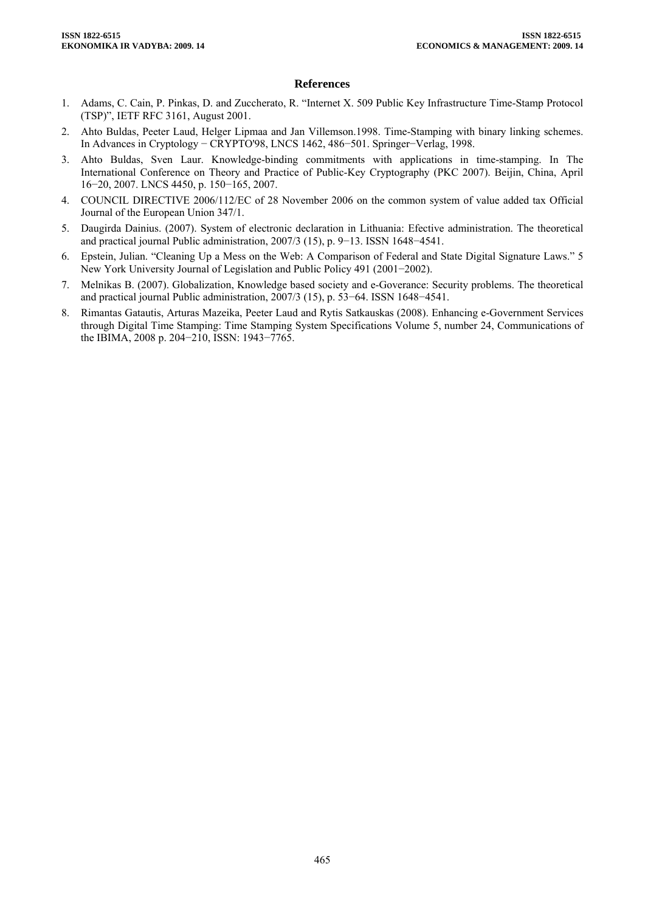## References

1. Adams, C. Cain, P. Pinkas, D. and Zuccherato, R. "Internet X. 509 Public Key Infrastructure Time-Stamp Protocol (TSP)", IETF RFC 3161, August 2001.
2. Ahto Buldas, Peeter Laud, Helger Lipmaa and Jan Villemson.1998. Time-Stamping with binary linking schemes. In Advances in Cryptology − CRYPTO'98, LNCS 1462, 486−501. Springer−Verlag, 1998.
3. Ahto Buldas, Sven Laur. Knowledge-binding commitments with applications in time-stamping. In The International Conference on Theory and Practice of Public-Key Cryptography (PKC 2007). Beijin, China, April 16−20, 2007. LNCS 4450, p. 150−165, 2007.
4. COUNCIL DIRECTIVE 2006/112/EC of 28 November 2006 on the common system of value added tax Official Journal of the European Union 347/1.
5. Daugirda Dainius. (2007). System of electronic declaration in Lithuania: Efective administration. The theoretical and practical journal Public administration, 2007/3 (15), p. 9−13. ISSN 1648−4541.
6. Epstein, Julian. "Cleaning Up a Mess on the Web: A Comparison of Federal and State Digital Signature Laws." 5 New York University Journal of Legislation and Public Policy 491 (2001−2002).
7. Melnikas B. (2007). Globalization, Knowledge based society and e-Goverance: Security problems. The theoretical and practical journal Public administration, 2007/3 (15), p. 53−64. ISSN 1648−4541.
8. Rimantas Gatautis, Arturas Mazeika, Peeter Laud and Rytis Satkauskas (2008). Enhancing e-Government Services through Digital Time Stamping: Time Stamping System Specifications Volume 5, number 24, Communications of the IBIMA, 2008 p. 204−210, ISSN: 1943−7765.